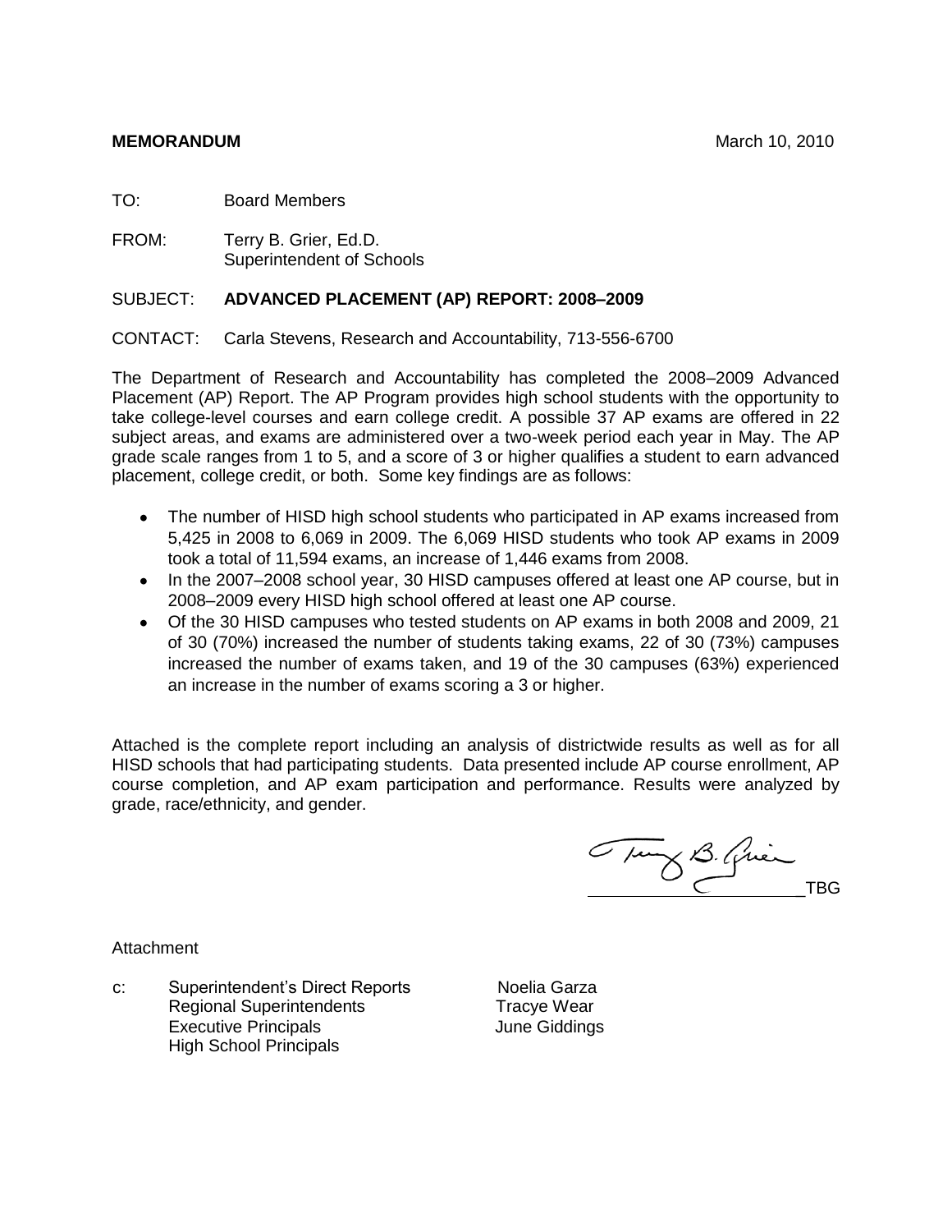**MEMORANDUM** March 10, 2010

TO: Board Members

FROM: Terry B. Grier, Ed.D.
Superintendent of Schools

SUBJECT: **ADVANCED PLACEMENT (AP) REPORT: 2008–2009**

CONTACT: Carla Stevens, Research and Accountability, 713-556-6700

The Department of Research and Accountability has completed the 2008–2009 Advanced Placement (AP) Report. The AP Program provides high school students with the opportunity to take college-level courses and earn college credit. A possible 37 AP exams are offered in 22 subject areas, and exams are administered over a two-week period each year in May. The AP grade scale ranges from 1 to 5, and a score of 3 or higher qualifies a student to earn advanced placement, college credit, or both. Some key findings are as follows:

- The number of HISD high school students who participated in AP exams increased from 5,425 in 2008 to 6,069 in 2009. The 6,069 HISD students who took AP exams in 2009 took a total of 11,594 exams, an increase of 1,446 exams from 2008.
- In the 2007–2008 school year, 30 HISD campuses offered at least one AP course, but in 2008–2009 every HISD high school offered at least one AP course.
- Of the 30 HISD campuses who tested students on AP exams in both 2008 and 2009, 21 of 30 (70%) increased the number of students taking exams, 22 of 30 (73%) campuses increased the number of exams taken, and 19 of the 30 campuses (63%) experienced an increase in the number of exams scoring a 3 or higher.

Attached is the complete report including an analysis of districtwide results as well as for all HISD schools that had participating students. Data presented include AP course enrollment, AP course completion, and AP exam participation and performance. Results were analyzed by grade, race/ethnicity, and gender.

TBG

Attachment

c: Superintendent's Direct Reports
Regional Superintendents
Executive Principals
High School Principals
Noelia Garza
Tracye Wear
June Giddings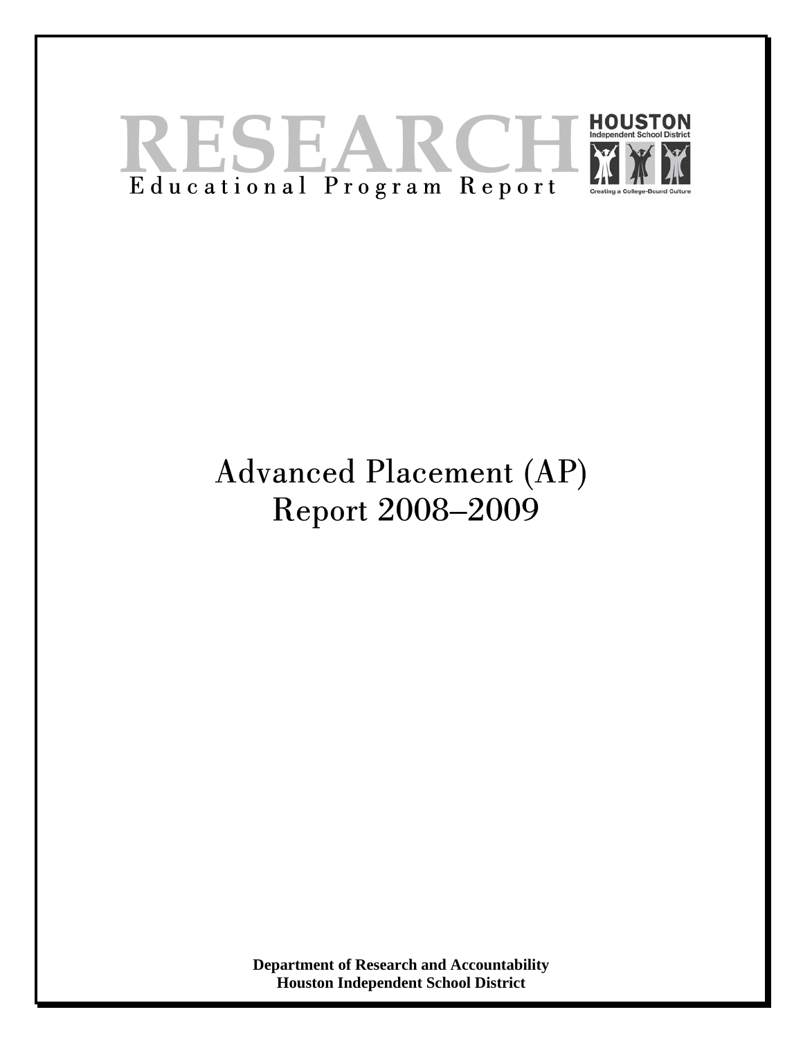# RESEARCH

Educational Program Report

HOUSTON Independent School District

Creating a College-Bound Culture

# Advanced Placement (AP) Report 2008–2009

**Department of Research and Accountability**
**Houston Independent School District**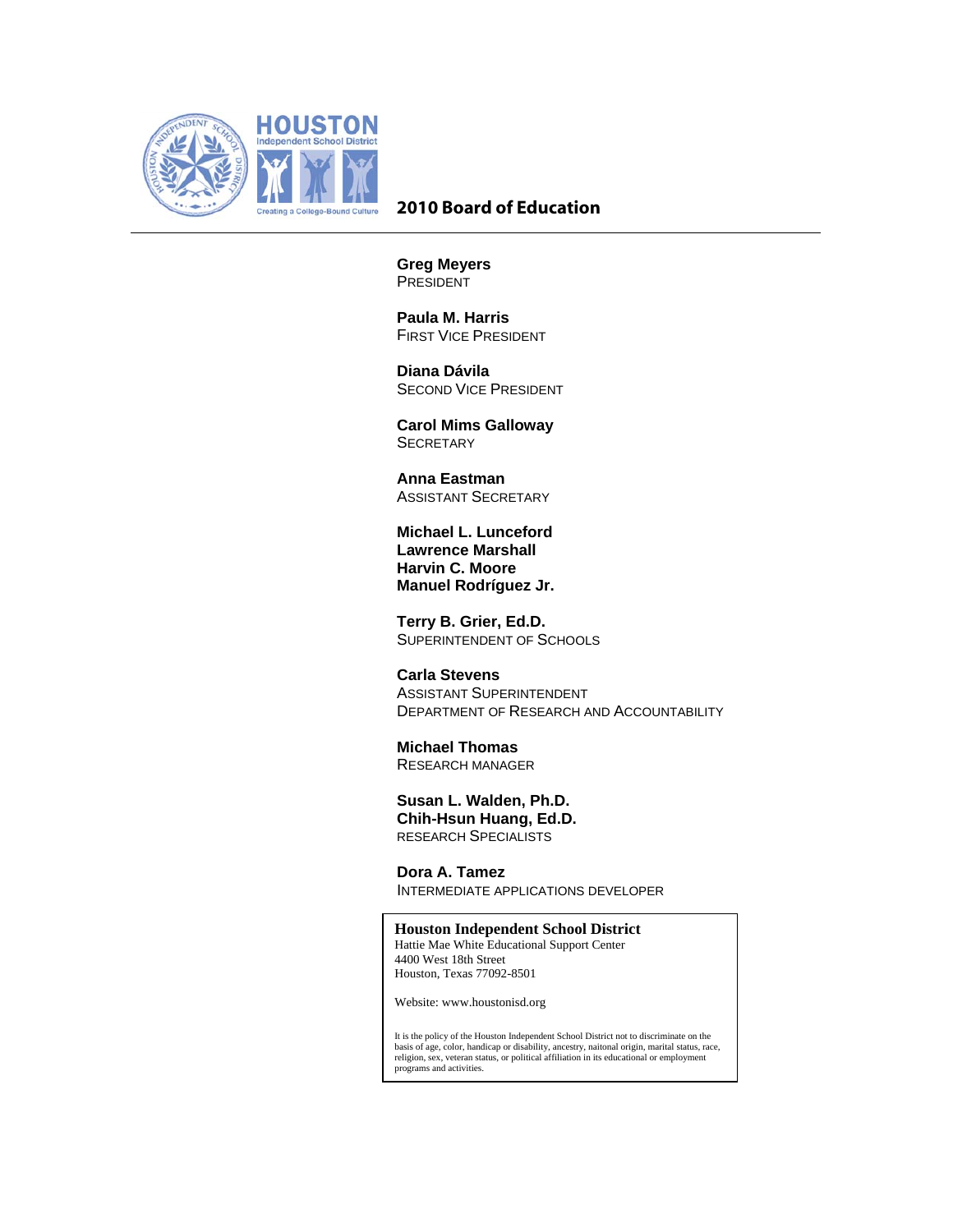HOUSTON
Independent School District

Creating a College-Bound Culture

# 2010 Board of Education

**Greg Meyers**
PRESIDENT

**Paula M. Harris**
FIRST VICE PRESIDENT

**Diana Dávila**
SECOND VICE PRESIDENT

**Carol Mims Galloway**
SECRETARY

**Anna Eastman**
ASSISTANT SECRETARY

**Michael L. Lunceford**
**Lawrence Marshall**
**Harvin C. Moore**
**Manuel Rodríguez Jr.**

**Terry B. Grier, Ed.D.**
SUPERINTENDENT OF SCHOOLS

**Carla Stevens**
ASSISTANT SUPERINTENDENT
DEPARTMENT OF RESEARCH AND ACCOUNTABILITY

**Michael Thomas**
RESEARCH MANAGER

**Susan L. Walden, Ph.D.**
**Chih-Hsun Huang, Ed.D.**
RESEARCH SPECIALISTS

**Dora A. Tamez**
INTERMEDIATE APPLICATIONS DEVELOPER

**Houston Independent School District**
Hattie Mae White Educational Support Center
4400 West 18th Street
Houston, Texas 77092-8501

Website: www.houstonisd.org

It is the policy of the Houston Independent School District not to discriminate on the basis of age, color, handicap or disability, ancestry, naitonal origin, marital status, race, religion, sex, veteran status, or political affiliation in its educational or employment programs and activities.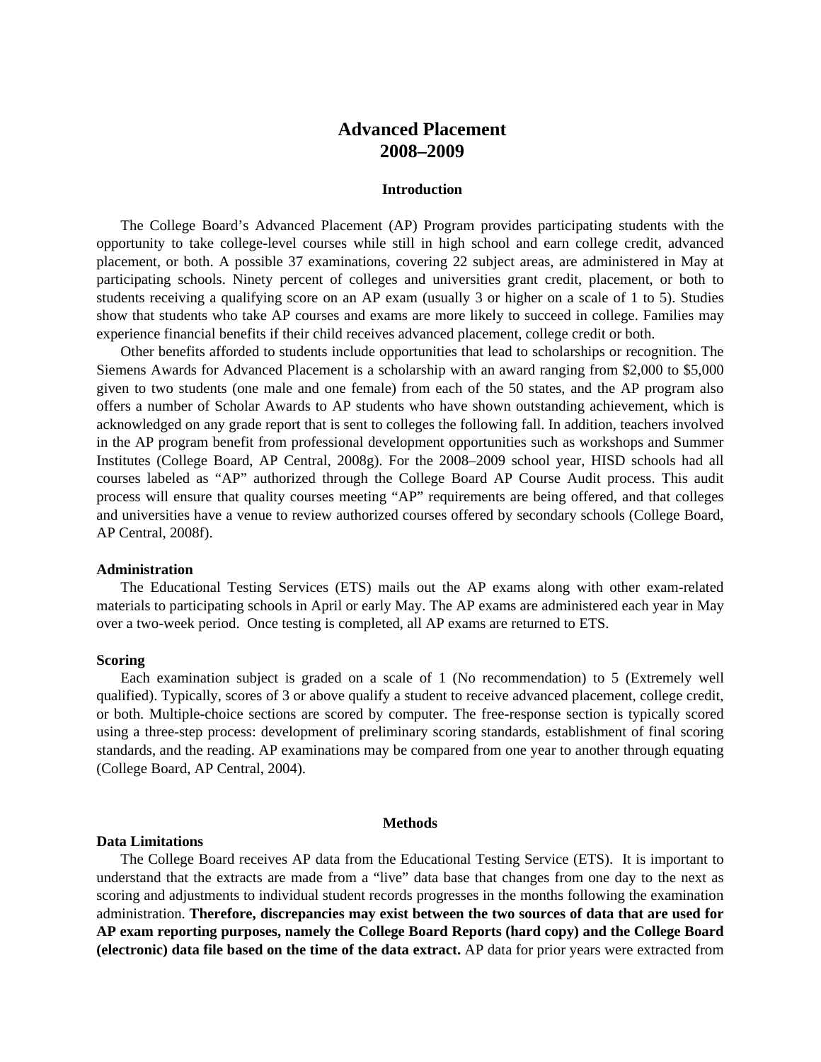# Advanced Placement 2008–2009

## Introduction

The College Board's Advanced Placement (AP) Program provides participating students with the opportunity to take college-level courses while still in high school and earn college credit, advanced placement, or both. A possible 37 examinations, covering 22 subject areas, are administered in May at participating schools. Ninety percent of colleges and universities grant credit, placement, or both to students receiving a qualifying score on an AP exam (usually 3 or higher on a scale of 1 to 5). Studies show that students who take AP courses and exams are more likely to succeed in college. Families may experience financial benefits if their child receives advanced placement, college credit or both.

Other benefits afforded to students include opportunities that lead to scholarships or recognition. The Siemens Awards for Advanced Placement is a scholarship with an award ranging from $2,000 to $5,000 given to two students (one male and one female) from each of the 50 states, and the AP program also offers a number of Scholar Awards to AP students who have shown outstanding achievement, which is acknowledged on any grade report that is sent to colleges the following fall. In addition, teachers involved in the AP program benefit from professional development opportunities such as workshops and Summer Institutes (College Board, AP Central, 2008g). For the 2008–2009 school year, HISD schools had all courses labeled as "AP" authorized through the College Board AP Course Audit process. This audit process will ensure that quality courses meeting "AP" requirements are being offered, and that colleges and universities have a venue to review authorized courses offered by secondary schools (College Board, AP Central, 2008f).

### Administration

The Educational Testing Services (ETS) mails out the AP exams along with other exam-related materials to participating schools in April or early May. The AP exams are administered each year in May over a two-week period. Once testing is completed, all AP exams are returned to ETS.

### Scoring

Each examination subject is graded on a scale of 1 (No recommendation) to 5 (Extremely well qualified). Typically, scores of 3 or above qualify a student to receive advanced placement, college credit, or both. Multiple-choice sections are scored by computer. The free-response section is typically scored using a three-step process: development of preliminary scoring standards, establishment of final scoring standards, and the reading. AP examinations may be compared from one year to another through equating (College Board, AP Central, 2004).

## Methods

### Data Limitations

The College Board receives AP data from the Educational Testing Service (ETS). It is important to understand that the extracts are made from a "live" data base that changes from one day to the next as scoring and adjustments to individual student records progresses in the months following the examination administration. **Therefore, discrepancies may exist between the two sources of data that are used for AP exam reporting purposes, namely the College Board Reports (hard copy) and the College Board (electronic) data file based on the time of the data extract.** AP data for prior years were extracted from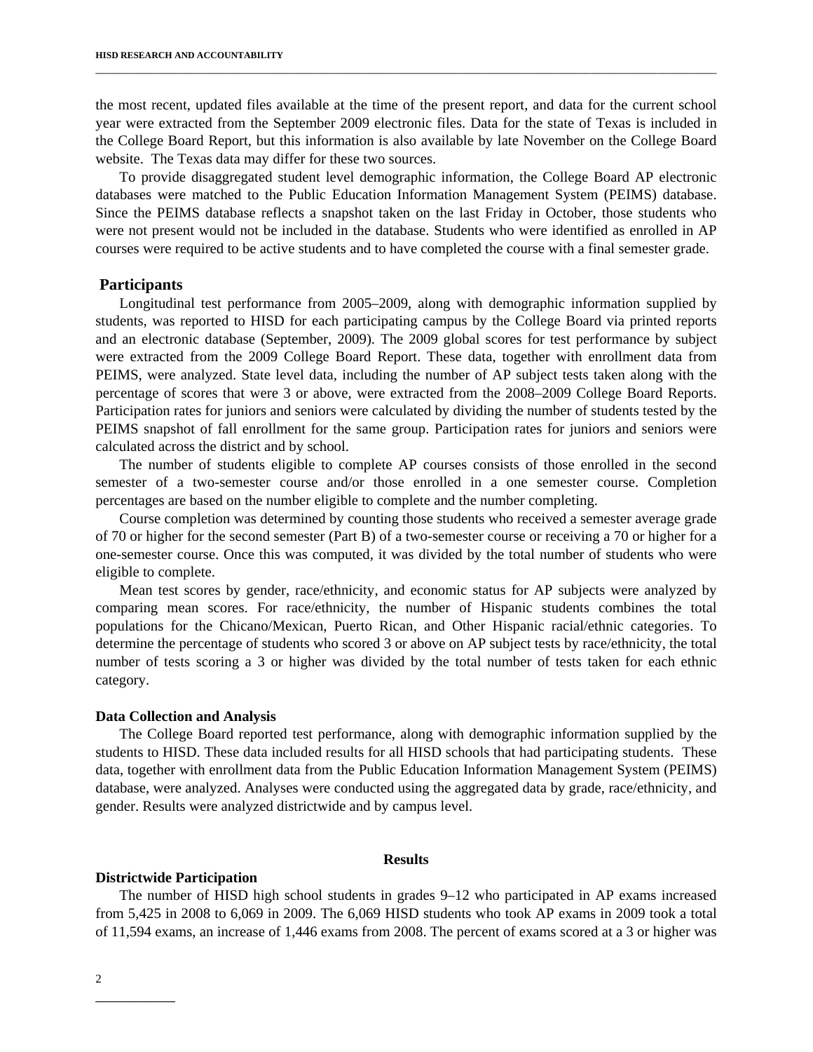the most recent, updated files available at the time of the present report, and data for the current school year were extracted from the September 2009 electronic files. Data for the state of Texas is included in the College Board Report, but this information is also available by late November on the College Board website. The Texas data may differ for these two sources.

To provide disaggregated student level demographic information, the College Board AP electronic databases were matched to the Public Education Information Management System (PEIMS) database. Since the PEIMS database reflects a snapshot taken on the last Friday in October, those students who were not present would not be included in the database. Students who were identified as enrolled in AP courses were required to be active students and to have completed the course with a final semester grade.

## Participants

Longitudinal test performance from 2005–2009, along with demographic information supplied by students, was reported to HISD for each participating campus by the College Board via printed reports and an electronic database (September, 2009). The 2009 global scores for test performance by subject were extracted from the 2009 College Board Report. These data, together with enrollment data from PEIMS, were analyzed. State level data, including the number of AP subject tests taken along with the percentage of scores that were 3 or above, were extracted from the 2008–2009 College Board Reports. Participation rates for juniors and seniors were calculated by dividing the number of students tested by the PEIMS snapshot of fall enrollment for the same group. Participation rates for juniors and seniors were calculated across the district and by school.

The number of students eligible to complete AP courses consists of those enrolled in the second semester of a two-semester course and/or those enrolled in a one semester course. Completion percentages are based on the number eligible to complete and the number completing.

Course completion was determined by counting those students who received a semester average grade of 70 or higher for the second semester (Part B) of a two-semester course or receiving a 70 or higher for a one-semester course. Once this was computed, it was divided by the total number of students who were eligible to complete.

Mean test scores by gender, race/ethnicity, and economic status for AP subjects were analyzed by comparing mean scores. For race/ethnicity, the number of Hispanic students combines the total populations for the Chicano/Mexican, Puerto Rican, and Other Hispanic racial/ethnic categories. To determine the percentage of students who scored 3 or above on AP subject tests by race/ethnicity, the total number of tests scoring a 3 or higher was divided by the total number of tests taken for each ethnic category.

### Data Collection and Analysis

The College Board reported test performance, along with demographic information supplied by the students to HISD. These data included results for all HISD schools that had participating students. These data, together with enrollment data from the Public Education Information Management System (PEIMS) database, were analyzed. Analyses were conducted using the aggregated data by grade, race/ethnicity, and gender. Results were analyzed districtwide and by campus level.

## Results

### Districtwide Participation

The number of HISD high school students in grades 9–12 who participated in AP exams increased from 5,425 in 2008 to 6,069 in 2009. The 6,069 HISD students who took AP exams in 2009 took a total of 11,594 exams, an increase of 1,446 exams from 2008. The percent of exams scored at a 3 or higher was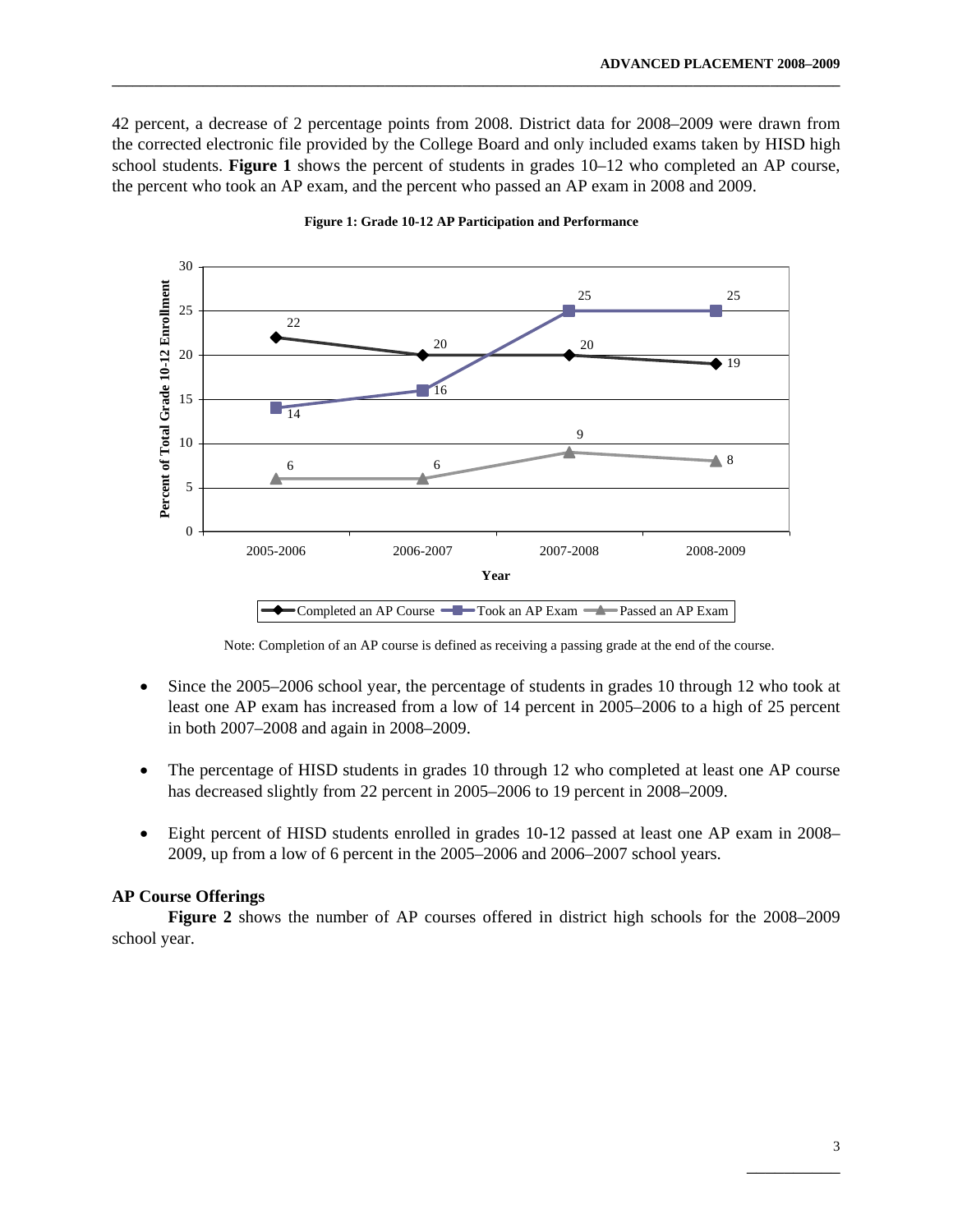42 percent, a decrease of 2 percentage points from 2008. District data for 2008–2009 were drawn from the corrected electronic file provided by the College Board and only included exams taken by HISD high school students. **Figure 1** shows the percent of students in grades 10–12 who completed an AP course, the percent who took an AP exam, and the percent who passed an AP exam in 2008 and 2009.

**Figure 1: Grade 10-12 AP Participation and Performance**

| Year | Completed an AP Course | Took an AP Exam | Passed an AP Exam |
| --- | --- | --- | --- |
| 2005-2006 | 22 | 14 | 6 |
| 2006-2007 | 20 | 16 | 6 |
| 2007-2008 | 20 | 25 | 9 |
| 2008-2009 | 19 | 25 | 8 |

Note: Completion of an AP course is defined as receiving a passing grade at the end of the course.

- Since the 2005–2006 school year, the percentage of students in grades 10 through 12 who took at least one AP exam has increased from a low of 14 percent in 2005–2006 to a high of 25 percent in both 2007–2008 and again in 2008–2009.
- The percentage of HISD students in grades 10 through 12 who completed at least one AP course has decreased slightly from 22 percent in 2005–2006 to 19 percent in 2008–2009.
- Eight percent of HISD students enrolled in grades 10-12 passed at least one AP exam in 2008–2009, up from a low of 6 percent in the 2005–2006 and 2006–2007 school years.

**AP Course Offerings**

**Figure 2** shows the number of AP courses offered in district high schools for the 2008–2009 school year.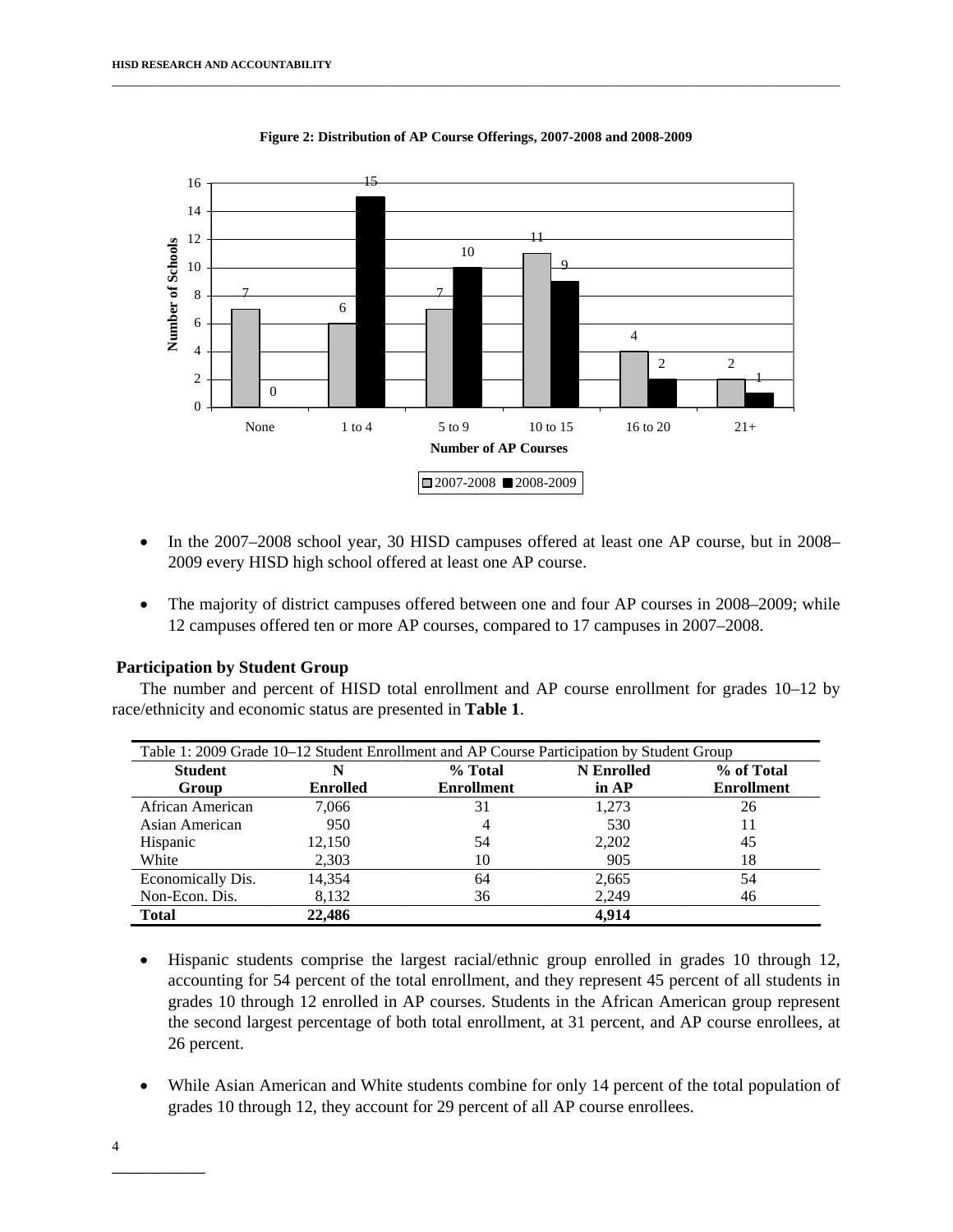**Figure 2: Distribution of AP Course Offerings, 2007-2008 and 2008-2009**

| Number of AP Courses | 2007-2008 | 2008-2009 |
|---|---|---|
| None | 7 | 0 |
| 1 to 4 | 6 | 15 |
| 5 to 9 | 7 | 10 |
| 10 to 15 | 11 | 9 |
| 16 to 20 | 4 | 2 |
| 21+ | 2 | 1 |

- In the 2007–2008 school year, 30 HISD campuses offered at least one AP course, but in 2008–2009 every HISD high school offered at least one AP course.
- The majority of district campuses offered between one and four AP courses in 2008–2009; while 12 campuses offered ten or more AP courses, compared to 17 campuses in 2007–2008.

### Participation by Student Group

The number and percent of HISD total enrollment and AP course enrollment for grades 10–12 by race/ethnicity and economic status are presented in **Table 1**.

Table 1: 2009 Grade 10–12 Student Enrollment and AP Course Participation by Student Group

| Student Group | N Enrolled | % Total Enrollment | N Enrolled in AP | % of Total Enrollment |
|---|---|---|---|---|
| African American | 7,066 | 31 | 1,273 | 26 |
| Asian American | 950 | 4 | 530 | 11 |
| Hispanic | 12,150 | 54 | 2,202 | 45 |
| White | 2,303 | 10 | 905 | 18 |
| Economically Dis. | 14,354 | 64 | 2,665 | 54 |
| Non-Econ. Dis. | 8,132 | 36 | 2,249 | 46 |
| **Total** | **22,486** | | **4,914** | |

- Hispanic students comprise the largest racial/ethnic group enrolled in grades 10 through 12, accounting for 54 percent of the total enrollment, and they represent 45 percent of all students in grades 10 through 12 enrolled in AP courses. Students in the African American group represent the second largest percentage of both total enrollment, at 31 percent, and AP course enrollees, at 26 percent.
- While Asian American and White students combine for only 14 percent of the total population of grades 10 through 12, they account for 29 percent of all AP course enrollees.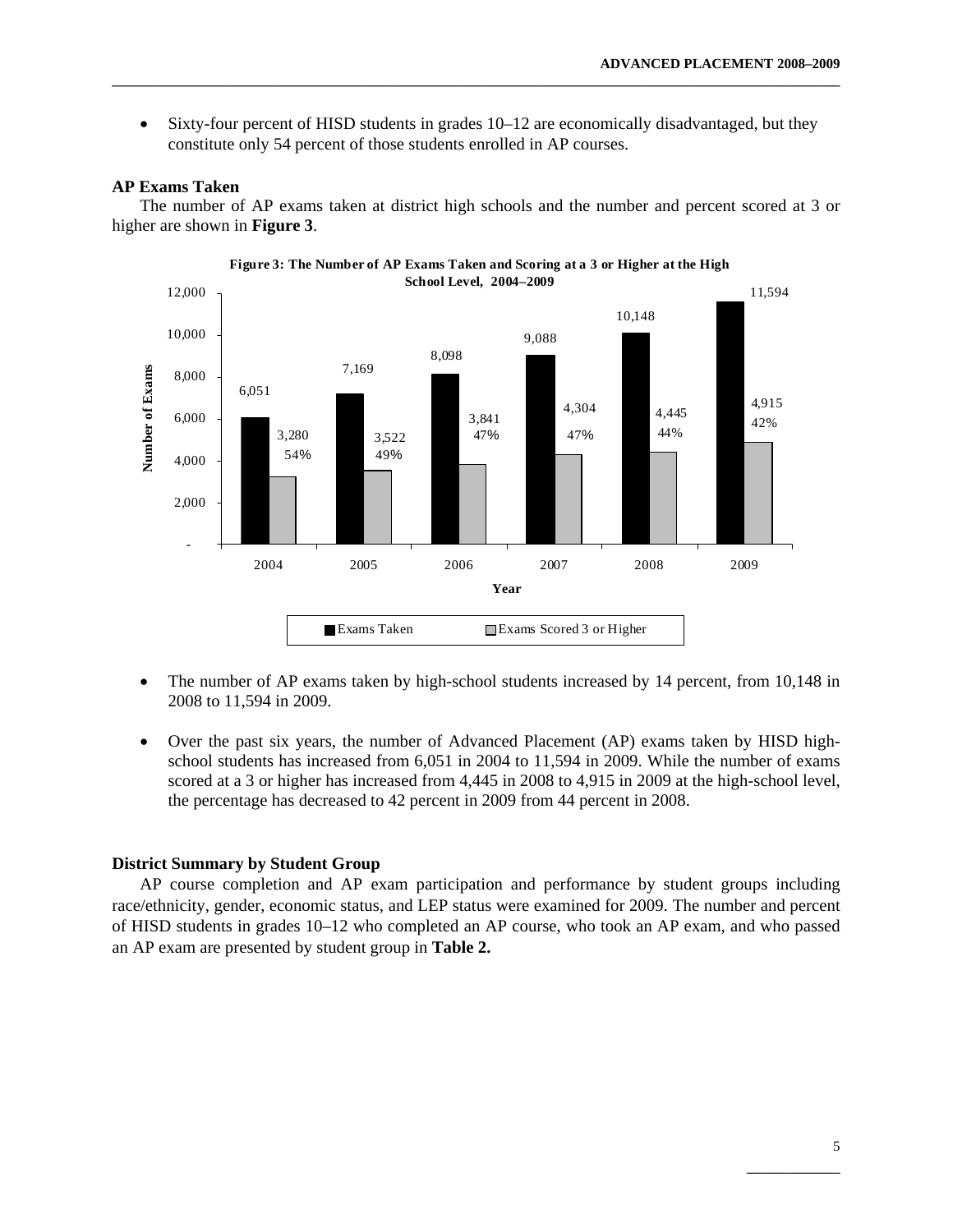- Sixty-four percent of HISD students in grades 10–12 are economically disadvantaged, but they constitute only 54 percent of those students enrolled in AP courses.

**AP Exams Taken**

The number of AP exams taken at district high schools and the number and percent scored at 3 or higher are shown in **Figure 3**.

**Figure 3: The Number of AP Exams Taken and Scoring at a 3 or Higher at the High School Level, 2004–2009**

| Year | Exams Taken | Exams Scored 3 or Higher | Percent |
|---|---|---|---|
| 2004 | 6,051 | 3,280 | 54% |
| 2005 | 7,169 | 3,522 | 49% |
| 2006 | 8,098 | 3,841 | 47% |
| 2007 | 9,088 | 4,304 | 47% |
| 2008 | 10,148 | 4,445 | 44% |
| 2009 | 11,594 | 4,915 | 42% |

- The number of AP exams taken by high-school students increased by 14 percent, from 10,148 in 2008 to 11,594 in 2009.

- Over the past six years, the number of Advanced Placement (AP) exams taken by HISD high-school students has increased from 6,051 in 2004 to 11,594 in 2009. While the number of exams scored at a 3 or higher has increased from 4,445 in 2008 to 4,915 in 2009 at the high-school level, the percentage has decreased to 42 percent in 2009 from 44 percent in 2008.

**District Summary by Student Group**

AP course completion and AP exam participation and performance by student groups including race/ethnicity, gender, economic status, and LEP status were examined for 2009. The number and percent of HISD students in grades 10–12 who completed an AP course, who took an AP exam, and who passed an AP exam are presented by student group in **Table 2.**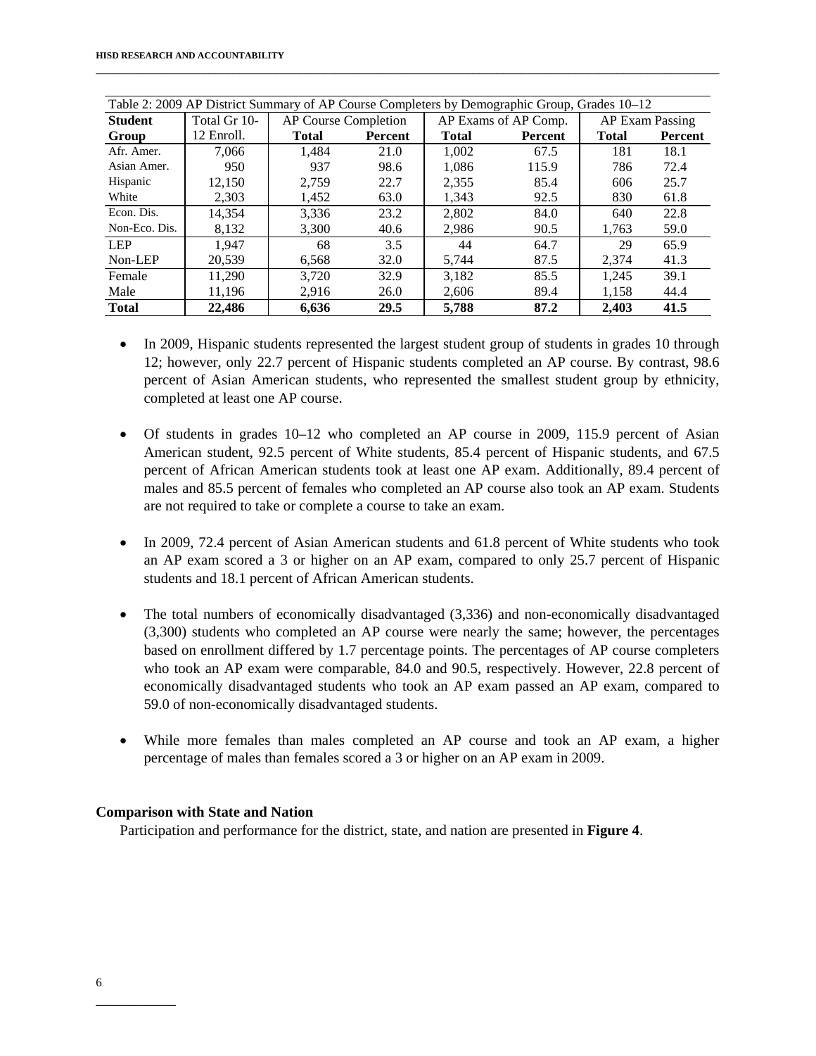Table 2: 2009 AP District Summary of AP Course Completers by Demographic Group, Grades 10–12

| Student Group | Total Gr 10-12 Enroll. | AP Course Completion | | AP Exams of AP Comp. | | AP Exam Passing | |
|---|---|---|---|---|---|---|---|
| | | **Total** | **Percent** | **Total** | **Percent** | **Total** | **Percent** |
| Afr. Amer. | 7,066 | 1,484 | 21.0 | 1,002 | 67.5 | 181 | 18.1 |
| Asian Amer. | 950 | 937 | 98.6 | 1,086 | 115.9 | 786 | 72.4 |
| Hispanic | 12,150 | 2,759 | 22.7 | 2,355 | 85.4 | 606 | 25.7 |
| White | 2,303 | 1,452 | 63.0 | 1,343 | 92.5 | 830 | 61.8 |
| Econ. Dis. | 14,354 | 3,336 | 23.2 | 2,802 | 84.0 | 640 | 22.8 |
| Non-Eco. Dis. | 8,132 | 3,300 | 40.6 | 2,986 | 90.5 | 1,763 | 59.0 |
| LEP | 1,947 | 68 | 3.5 | 44 | 64.7 | 29 | 65.9 |
| Non-LEP | 20,539 | 6,568 | 32.0 | 5,744 | 87.5 | 2,374 | 41.3 |
| Female | 11,290 | 3,720 | 32.9 | 3,182 | 85.5 | 1,245 | 39.1 |
| Male | 11,196 | 2,916 | 26.0 | 2,606 | 89.4 | 1,158 | 44.4 |
| **Total** | **22,486** | **6,636** | **29.5** | **5,788** | **87.2** | **2,403** | **41.5** |

- In 2009, Hispanic students represented the largest student group of students in grades 10 through 12; however, only 22.7 percent of Hispanic students completed an AP course. By contrast, 98.6 percent of Asian American students, who represented the smallest student group by ethnicity, completed at least one AP course.

- Of students in grades 10–12 who completed an AP course in 2009, 115.9 percent of Asian American student, 92.5 percent of White students, 85.4 percent of Hispanic students, and 67.5 percent of African American students took at least one AP exam. Additionally, 89.4 percent of males and 85.5 percent of females who completed an AP course also took an AP exam. Students are not required to take or complete a course to take an exam.

- In 2009, 72.4 percent of Asian American students and 61.8 percent of White students who took an AP exam scored a 3 or higher on an AP exam, compared to only 25.7 percent of Hispanic students and 18.1 percent of African American students.

- The total numbers of economically disadvantaged (3,336) and non-economically disadvantaged (3,300) students who completed an AP course were nearly the same; however, the percentages based on enrollment differed by 1.7 percentage points. The percentages of AP course completers who took an AP exam were comparable, 84.0 and 90.5, respectively. However, 22.8 percent of economically disadvantaged students who took an AP exam passed an AP exam, compared to 59.0 of non-economically disadvantaged students.

- While more females than males completed an AP course and took an AP exam, a higher percentage of males than females scored a 3 or higher on an AP exam in 2009.

**Comparison with State and Nation**

Participation and performance for the district, state, and nation are presented in **Figure 4**.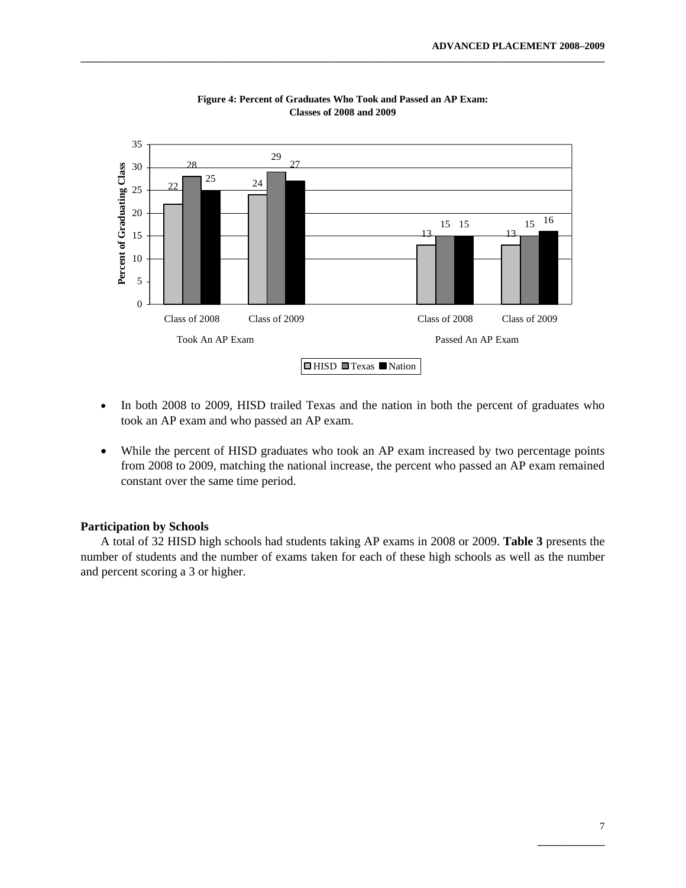**Figure 4: Percent of Graduates Who Took and Passed an AP Exam: Classes of 2008 and 2009**

| | Took An AP Exam: Class of 2008 | Took An AP Exam: Class of 2009 | Passed An AP Exam: Class of 2008 | Passed An AP Exam: Class of 2009 |
|---|---|---|---|---|
| HISD | 22 | 24 | 13 | 13 |
| Texas | 28 | 29 | 15 | 15 |
| Nation | 25 | 27 | 15 | 16 |

- In both 2008 to 2009, HISD trailed Texas and the nation in both the percent of graduates who took an AP exam and who passed an AP exam.
- While the percent of HISD graduates who took an AP exam increased by two percentage points from 2008 to 2009, matching the national increase, the percent who passed an AP exam remained constant over the same time period.

### Participation by Schools

A total of 32 HISD high schools had students taking AP exams in 2008 or 2009. **Table 3** presents the number of students and the number of exams taken for each of these high schools as well as the number and percent scoring a 3 or higher.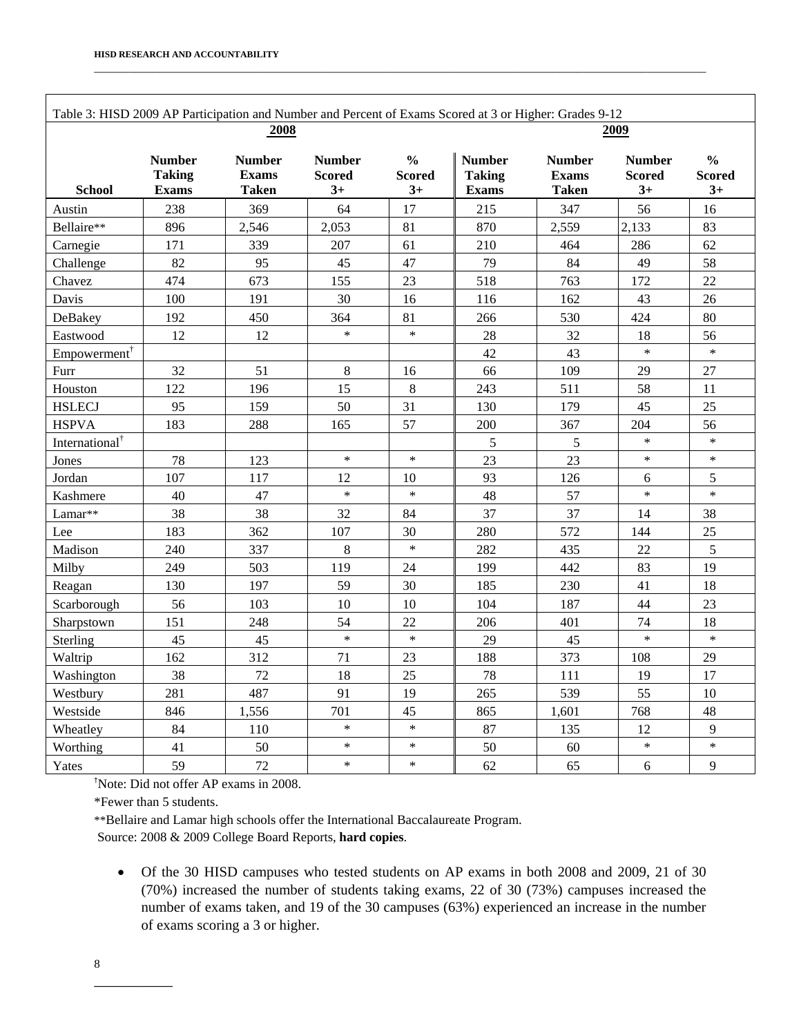Table 3: HISD 2009 AP Participation and Number and Percent of Exams Scored at 3 or Higher: Grades 9-12

| | 2008 | | | | 2009 | | | |
|---|---|---|---|---|---|---|---|---|
| **School** | **Number Taking Exams** | **Number Exams Taken** | **Number Scored 3+** | **% Scored 3+** | **Number Taking Exams** | **Number Exams Taken** | **Number Scored 3+** | **% Scored 3+** |
| Austin | 238 | 369 | 64 | 17 | 215 | 347 | 56 | 16 |
| Bellaire** | 896 | 2,546 | 2,053 | 81 | 870 | 2,559 | 2,133 | 83 |
| Carnegie | 171 | 339 | 207 | 61 | 210 | 464 | 286 | 62 |
| Challenge | 82 | 95 | 45 | 47 | 79 | 84 | 49 | 58 |
| Chavez | 474 | 673 | 155 | 23 | 518 | 763 | 172 | 22 |
| Davis | 100 | 191 | 30 | 16 | 116 | 162 | 43 | 26 |
| DeBakey | 192 | 450 | 364 | 81 | 266 | 530 | 424 | 80 |
| Eastwood | 12 | 12 | * | * | 28 | 32 | 18 | 56 |
| Empowerment† | | | | | 42 | 43 | * | * |
| Furr | 32 | 51 | 8 | 16 | 66 | 109 | 29 | 27 |
| Houston | 122 | 196 | 15 | 8 | 243 | 511 | 58 | 11 |
| HSLECJ | 95 | 159 | 50 | 31 | 130 | 179 | 45 | 25 |
| HSPVA | 183 | 288 | 165 | 57 | 200 | 367 | 204 | 56 |
| International† | | | | | 5 | 5 | * | * |
| Jones | 78 | 123 | * | * | 23 | 23 | * | * |
| Jordan | 107 | 117 | 12 | 10 | 93 | 126 | 6 | 5 |
| Kashmere | 40 | 47 | * | * | 48 | 57 | * | * |
| Lamar** | 38 | 38 | 32 | 84 | 37 | 37 | 14 | 38 |
| Lee | 183 | 362 | 107 | 30 | 280 | 572 | 144 | 25 |
| Madison | 240 | 337 | 8 | * | 282 | 435 | 22 | 5 |
| Milby | 249 | 503 | 119 | 24 | 199 | 442 | 83 | 19 |
| Reagan | 130 | 197 | 59 | 30 | 185 | 230 | 41 | 18 |
| Scarborough | 56 | 103 | 10 | 10 | 104 | 187 | 44 | 23 |
| Sharpstown | 151 | 248 | 54 | 22 | 206 | 401 | 74 | 18 |
| Sterling | 45 | 45 | * | * | 29 | 45 | * | * |
| Waltrip | 162 | 312 | 71 | 23 | 188 | 373 | 108 | 29 |
| Washington | 38 | 72 | 18 | 25 | 78 | 111 | 19 | 17 |
| Westbury | 281 | 487 | 91 | 19 | 265 | 539 | 55 | 10 |
| Westside | 846 | 1,556 | 701 | 45 | 865 | 1,601 | 768 | 48 |
| Wheatley | 84 | 110 | * | * | 87 | 135 | 12 | 9 |
| Worthing | 41 | 50 | * | * | 50 | 60 | * | * |
| Yates | 59 | 72 | * | * | 62 | 65 | 6 | 9 |

†Note: Did not offer AP exams in 2008.

*Fewer than 5 students.

**Bellaire and Lamar high schools offer the International Baccalaureate Program.

Source: 2008 & 2009 College Board Reports, **hard copies**.

- Of the 30 HISD campuses who tested students on AP exams in both 2008 and 2009, 21 of 30 (70%) increased the number of students taking exams, 22 of 30 (73%) campuses increased the number of exams taken, and 19 of the 30 campuses (63%) experienced an increase in the number of exams scoring a 3 or higher.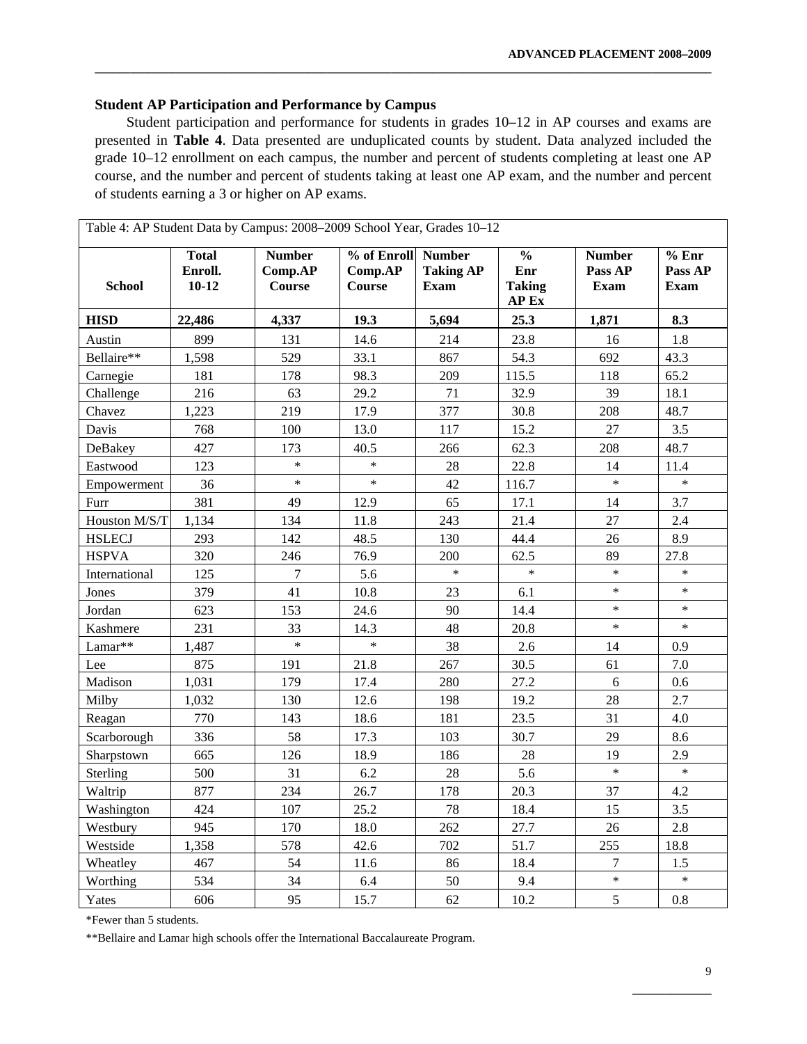### Student AP Participation and Performance by Campus

Student participation and performance for students in grades 10–12 in AP courses and exams are presented in **Table 4**. Data presented are unduplicated counts by student. Data analyzed included the grade 10–12 enrollment on each campus, the number and percent of students completing at least one AP course, and the number and percent of students taking at least one AP exam, and the number and percent of students earning a 3 or higher on AP exams.

Table 4: AP Student Data by Campus: 2008–2009 School Year, Grades 10–12

| School | Total Enroll. 10-12 | Number Comp.AP Course | % of Enroll Comp.AP Course | Number Taking AP Exam | % Enr Taking AP Ex | Number Pass AP Exam | % Enr Pass AP Exam |
|---|---|---|---|---|---|---|---|
| **HISD** | **22,486** | **4,337** | **19.3** | **5,694** | **25.3** | **1,871** | **8.3** |
| Austin | 899 | 131 | 14.6 | 214 | 23.8 | 16 | 1.8 |
| Bellaire** | 1,598 | 529 | 33.1 | 867 | 54.3 | 692 | 43.3 |
| Carnegie | 181 | 178 | 98.3 | 209 | 115.5 | 118 | 65.2 |
| Challenge | 216 | 63 | 29.2 | 71 | 32.9 | 39 | 18.1 |
| Chavez | 1,223 | 219 | 17.9 | 377 | 30.8 | 208 | 48.7 |
| Davis | 768 | 100 | 13.0 | 117 | 15.2 | 27 | 3.5 |
| DeBakey | 427 | 173 | 40.5 | 266 | 62.3 | 208 | 48.7 |
| Eastwood | 123 | * | * | 28 | 22.8 | 14 | 11.4 |
| Empowerment | 36 | * | * | 42 | 116.7 | * | * |
| Furr | 381 | 49 | 12.9 | 65 | 17.1 | 14 | 3.7 |
| Houston M/S/T | 1,134 | 134 | 11.8 | 243 | 21.4 | 27 | 2.4 |
| HSLECJ | 293 | 142 | 48.5 | 130 | 44.4 | 26 | 8.9 |
| HSPVA | 320 | 246 | 76.9 | 200 | 62.5 | 89 | 27.8 |
| International | 125 | 7 | 5.6 | * | * | * | * |
| Jones | 379 | 41 | 10.8 | 23 | 6.1 | * | * |
| Jordan | 623 | 153 | 24.6 | 90 | 14.4 | * | * |
| Kashmere | 231 | 33 | 14.3 | 48 | 20.8 | * | * |
| Lamar** | 1,487 | * | * | 38 | 2.6 | 14 | 0.9 |
| Lee | 875 | 191 | 21.8 | 267 | 30.5 | 61 | 7.0 |
| Madison | 1,031 | 179 | 17.4 | 280 | 27.2 | 6 | 0.6 |
| Milby | 1,032 | 130 | 12.6 | 198 | 19.2 | 28 | 2.7 |
| Reagan | 770 | 143 | 18.6 | 181 | 23.5 | 31 | 4.0 |
| Scarborough | 336 | 58 | 17.3 | 103 | 30.7 | 29 | 8.6 |
| Sharpstown | 665 | 126 | 18.9 | 186 | 28 | 19 | 2.9 |
| Sterling | 500 | 31 | 6.2 | 28 | 5.6 | * | * |
| Waltrip | 877 | 234 | 26.7 | 178 | 20.3 | 37 | 4.2 |
| Washington | 424 | 107 | 25.2 | 78 | 18.4 | 15 | 3.5 |
| Westbury | 945 | 170 | 18.0 | 262 | 27.7 | 26 | 2.8 |
| Westside | 1,358 | 578 | 42.6 | 702 | 51.7 | 255 | 18.8 |
| Wheatley | 467 | 54 | 11.6 | 86 | 18.4 | 7 | 1.5 |
| Worthing | 534 | 34 | 6.4 | 50 | 9.4 | * | * |
| Yates | 606 | 95 | 15.7 | 62 | 10.2 | 5 | 0.8 |

*Fewer than 5 students.

**Bellaire and Lamar high schools offer the International Baccalaureate Program.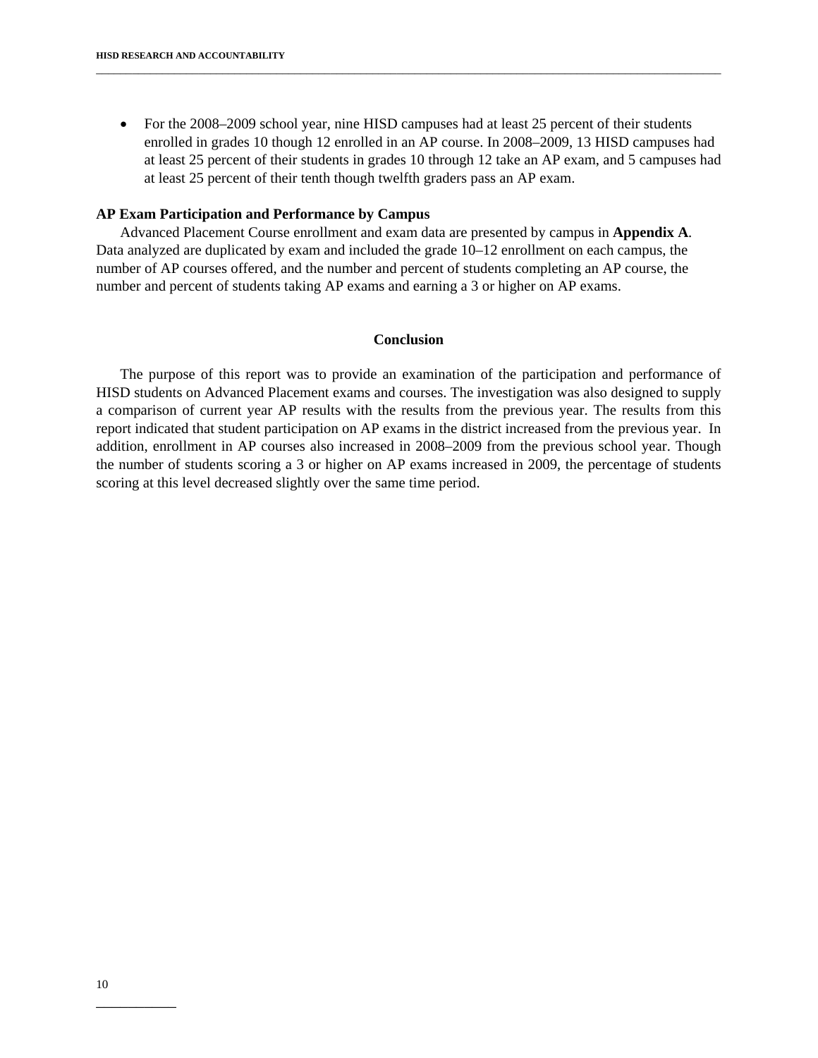- For the 2008–2009 school year, nine HISD campuses had at least 25 percent of their students enrolled in grades 10 though 12 enrolled in an AP course. In 2008–2009, 13 HISD campuses had at least 25 percent of their students in grades 10 through 12 take an AP exam, and 5 campuses had at least 25 percent of their tenth though twelfth graders pass an AP exam.

**AP Exam Participation and Performance by Campus**

Advanced Placement Course enrollment and exam data are presented by campus in **Appendix A**. Data analyzed are duplicated by exam and included the grade 10–12 enrollment on each campus, the number of AP courses offered, and the number and percent of students completing an AP course, the number and percent of students taking AP exams and earning a 3 or higher on AP exams.

## Conclusion

The purpose of this report was to provide an examination of the participation and performance of HISD students on Advanced Placement exams and courses. The investigation was also designed to supply a comparison of current year AP results with the results from the previous year. The results from this report indicated that student participation on AP exams in the district increased from the previous year. In addition, enrollment in AP courses also increased in 2008–2009 from the previous school year. Though the number of students scoring a 3 or higher on AP exams increased in 2009, the percentage of students scoring at this level decreased slightly over the same time period.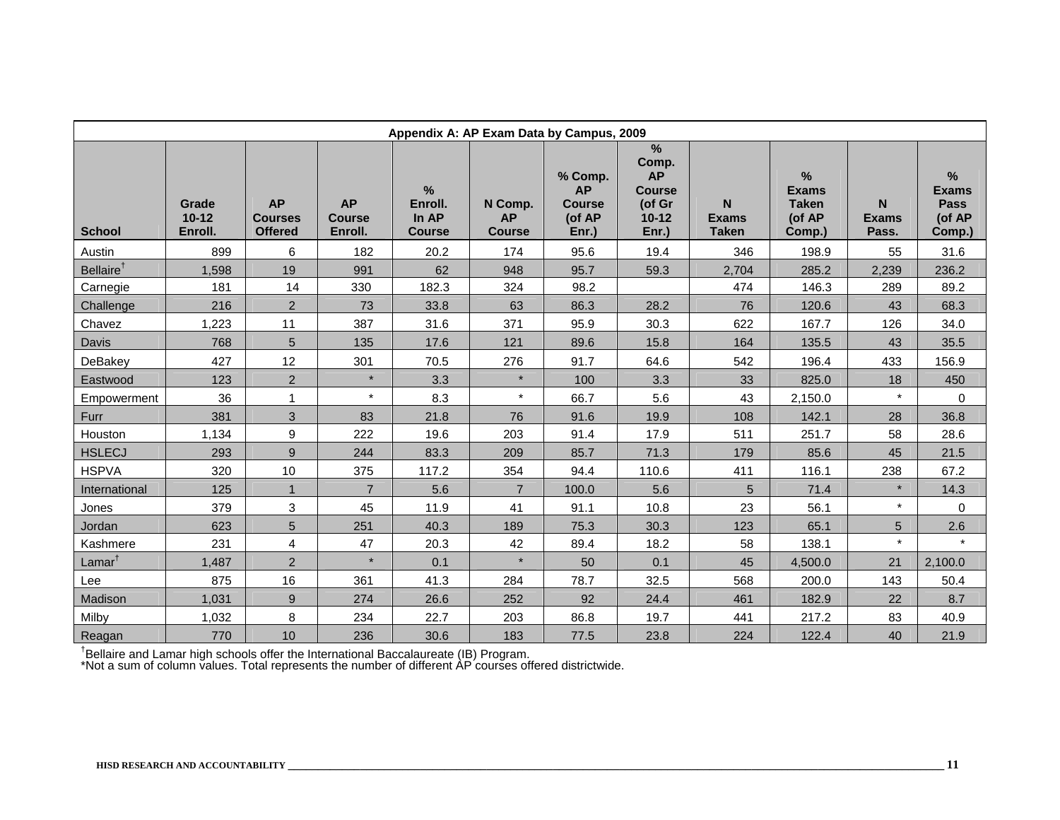**Appendix A: AP Exam Data by Campus, 2009**

| School | Grade 10-12 Enroll. | AP Courses Offered | AP Course Enroll. | % Enroll. In AP Course | N Comp. AP Course | % Comp. AP Course (of AP Enr.) | % Comp. AP Course (of Gr 10-12 Enr.) | N Exams Taken | % Exams Taken (of AP Comp.) | N Exams Pass. | % Exams Pass (of AP Comp.) |
|---|---|---|---|---|---|---|---|---|---|---|---|
| Austin | 899 | 6 | 182 | 20.2 | 174 | 95.6 | 19.4 | 346 | 198.9 | 55 | 31.6 |
| Bellaire[†] | 1,598 | 19 | 991 | 62 | 948 | 95.7 | 59.3 | 2,704 | 285.2 | 2,239 | 236.2 |
| Carnegie | 181 | 14 | 330 | 182.3 | 324 | 98.2 | | 474 | 146.3 | 289 | 89.2 |
| Challenge | 216 | 2 | 73 | 33.8 | 63 | 86.3 | 28.2 | 76 | 120.6 | 43 | 68.3 |
| Chavez | 1,223 | 11 | 387 | 31.6 | 371 | 95.9 | 30.3 | 622 | 167.7 | 126 | 34.0 |
| Davis | 768 | 5 | 135 | 17.6 | 121 | 89.6 | 15.8 | 164 | 135.5 | 43 | 35.5 |
| DeBakey | 427 | 12 | 301 | 70.5 | 276 | 91.7 | 64.6 | 542 | 196.4 | 433 | 156.9 |
| Eastwood | 123 | 2 | * | 3.3 | * | 100 | 3.3 | 33 | 825.0 | 18 | 450 |
| Empowerment | 36 | 1 | * | 8.3 | * | 66.7 | 5.6 | 43 | 2,150.0 | * | 0 |
| Furr | 381 | 3 | 83 | 21.8 | 76 | 91.6 | 19.9 | 108 | 142.1 | 28 | 36.8 |
| Houston | 1,134 | 9 | 222 | 19.6 | 203 | 91.4 | 17.9 | 511 | 251.7 | 58 | 28.6 |
| HSLECJ | 293 | 9 | 244 | 83.3 | 209 | 85.7 | 71.3 | 179 | 85.6 | 45 | 21.5 |
| HSPVA | 320 | 10 | 375 | 117.2 | 354 | 94.4 | 110.6 | 411 | 116.1 | 238 | 67.2 |
| International | 125 | 1 | 7 | 5.6 | 7 | 100.0 | 5.6 | 5 | 71.4 | * | 14.3 |
| Jones | 379 | 3 | 45 | 11.9 | 41 | 91.1 | 10.8 | 23 | 56.1 | * | 0 |
| Jordan | 623 | 5 | 251 | 40.3 | 189 | 75.3 | 30.3 | 123 | 65.1 | 5 | 2.6 |
| Kashmere | 231 | 4 | 47 | 20.3 | 42 | 89.4 | 18.2 | 58 | 138.1 | * | * |
| Lamar[†] | 1,487 | 2 | * | 0.1 | * | 50 | 0.1 | 45 | 4,500.0 | 21 | 2,100.0 |
| Lee | 875 | 16 | 361 | 41.3 | 284 | 78.7 | 32.5 | 568 | 200.0 | 143 | 50.4 |
| Madison | 1,031 | 9 | 274 | 26.6 | 252 | 92 | 24.4 | 461 | 182.9 | 22 | 8.7 |
| Milby | 1,032 | 8 | 234 | 22.7 | 203 | 86.8 | 19.7 | 441 | 217.2 | 83 | 40.9 |
| Reagan | 770 | 10 | 236 | 30.6 | 183 | 77.5 | 23.8 | 224 | 122.4 | 40 | 21.9 |

[†]Bellaire and Lamar high schools offer the International Baccalaureate (IB) Program.
*Not a sum of column values. Total represents the number of different AP courses offered districtwide.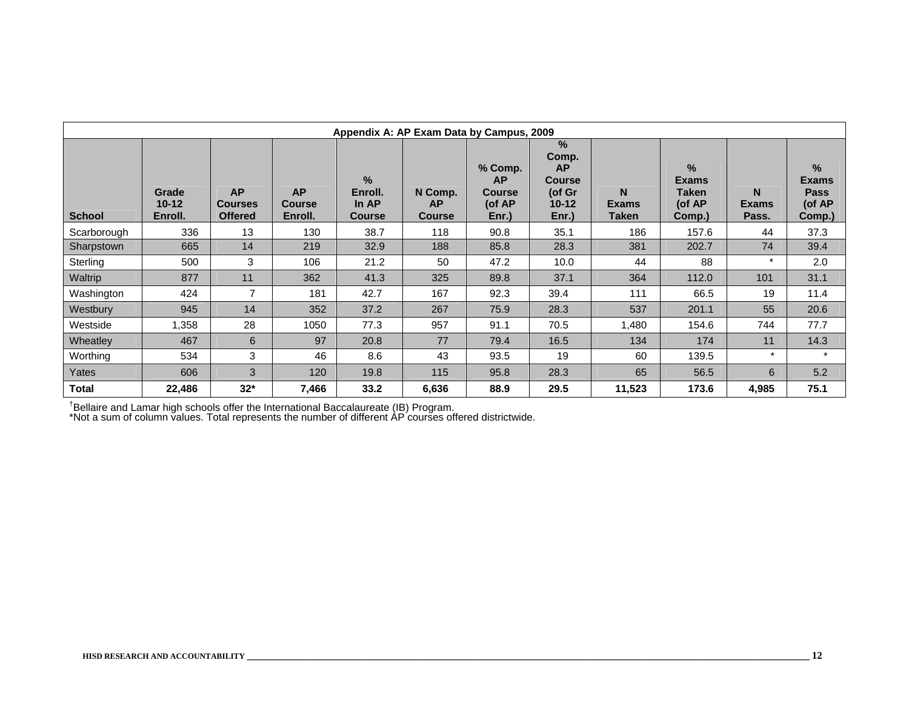| Appendix A: AP Exam Data by Campus, 2009 | | | | | | | | | | | |
|---|---|---|---|---|---|---|---|---|---|---|---|
| **School** | **Grade 10-12 Enroll.** | **AP Courses Offered** | **AP Course Enroll.** | **% Enroll. In AP Course** | **N Comp. AP Course** | **% Comp. AP Course (of AP Enr.)** | **% Comp. AP Course (of Gr 10-12 Enr.)** | **N Exams Taken** | **% Exams Taken (of AP Comp.)** | **N Exams Pass.** | **% Exams Pass (of AP Comp.)** |
| Scarborough | 336 | 13 | 130 | 38.7 | 118 | 90.8 | 35.1 | 186 | 157.6 | 44 | 37.3 |
| Sharpstown | 665 | 14 | 219 | 32.9 | 188 | 85.8 | 28.3 | 381 | 202.7 | 74 | 39.4 |
| Sterling | 500 | 3 | 106 | 21.2 | 50 | 47.2 | 10.0 | 44 | 88 | * | 2.0 |
| Waltrip | 877 | 11 | 362 | 41.3 | 325 | 89.8 | 37.1 | 364 | 112.0 | 101 | 31.1 |
| Washington | 424 | 7 | 181 | 42.7 | 167 | 92.3 | 39.4 | 111 | 66.5 | 19 | 11.4 |
| Westbury | 945 | 14 | 352 | 37.2 | 267 | 75.9 | 28.3 | 537 | 201.1 | 55 | 20.6 |
| Westside | 1,358 | 28 | 1050 | 77.3 | 957 | 91.1 | 70.5 | 1,480 | 154.6 | 744 | 77.7 |
| Wheatley | 467 | 6 | 97 | 20.8 | 77 | 79.4 | 16.5 | 134 | 174 | 11 | 14.3 |
| Worthing | 534 | 3 | 46 | 8.6 | 43 | 93.5 | 19 | 60 | 139.5 | * | * |
| Yates | 606 | 3 | 120 | 19.8 | 115 | 95.8 | 28.3 | 65 | 56.5 | 6 | 5.2 |
| **Total** | **22,486** | **32*** | **7,466** | **33.2** | **6,636** | **88.9** | **29.5** | **11,523** | **173.6** | **4,985** | **75.1** |

†Bellaire and Lamar high schools offer the International Baccalaureate (IB) Program.
*Not a sum of column values. Total represents the number of different AP courses offered districtwide.